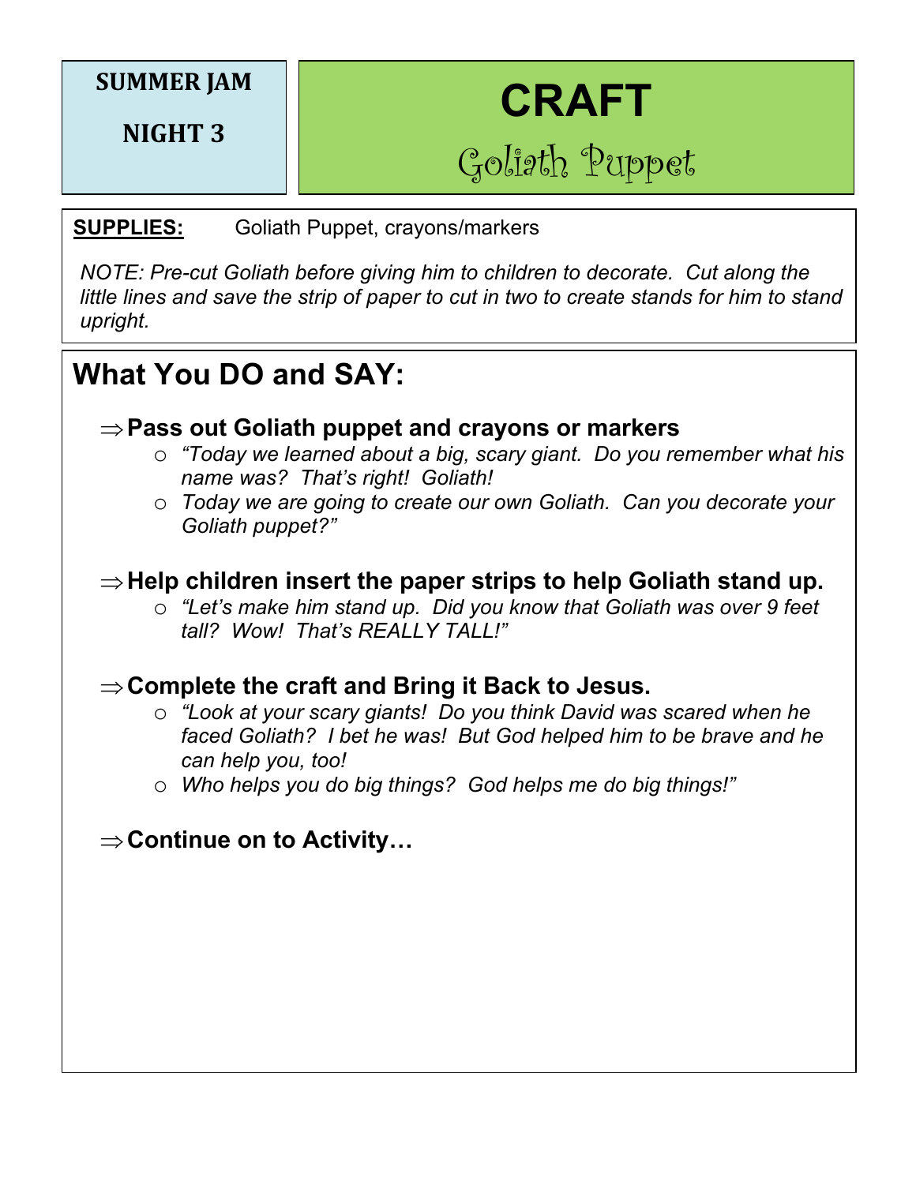**SUMMER JAM**

**NIGHT 3**

# CRAFT

## Goliath Puppet

**SUPPLIES:** Goliath Puppet, crayons/markers

*NOTE: Pre-cut Goliath before giving him to children to decorate. Cut along the little lines and save the strip of paper to cut in two to create stands for him to stand upright.*

## What You DO and SAY:

⇒ **Pass out Goliath puppet and crayons or markers**

- *"Today we learned about a big, scary giant. Do you remember what his name was? That's right! Goliath!*
- *Today we are going to create our own Goliath. Can you decorate your Goliath puppet?"*

⇒ **Help children insert the paper strips to help Goliath stand up.**

- *"Let's make him stand up. Did you know that Goliath was over 9 feet tall? Wow! That's REALLY TALL!"*

⇒ **Complete the craft and Bring it Back to Jesus.**

- *"Look at your scary giants! Do you think David was scared when he faced Goliath? I bet he was! But God helped him to be brave and he can help you, too!*
- *Who helps you do big things? God helps me do big things!"*

⇒ **Continue on to Activity…**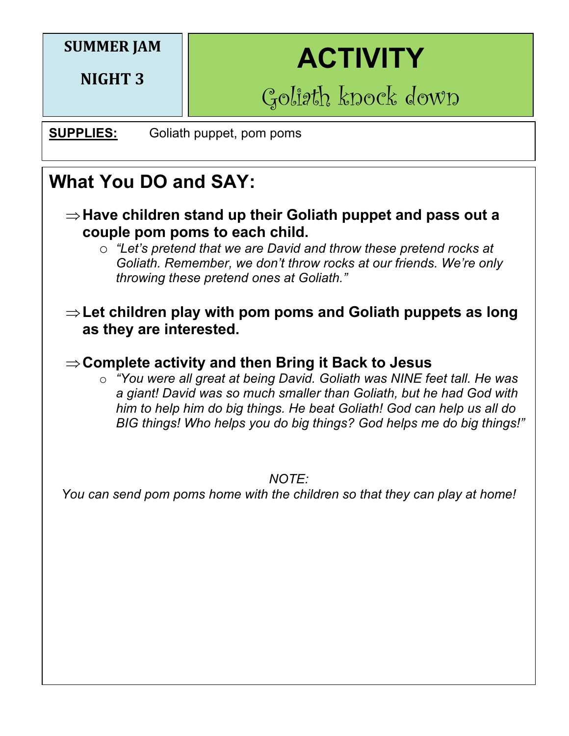**SUMMER JAM**

**NIGHT 3**

# ACTIVITY

## Goliath knock down

**SUPPLIES:** Goliath puppet, pom poms

## What You DO and SAY:

- ⇒ **Have children stand up their Goliath puppet and pass out a couple pom poms to each child.**
  - *"Let's pretend that we are David and throw these pretend rocks at Goliath. Remember, we don't throw rocks at our friends. We're only throwing these pretend ones at Goliath."*

- ⇒ **Let children play with pom poms and Goliath puppets as long as they are interested.**

- ⇒ **Complete activity and then Bring it Back to Jesus**
  - *"You were all great at being David. Goliath was NINE feet tall. He was a giant! David was so much smaller than Goliath, but he had God with him to help him do big things. He beat Goliath! God can help us all do BIG things! Who helps you do big things? God helps me do big things!"*

*NOTE:*
*You can send pom poms home with the children so that they can play at home!*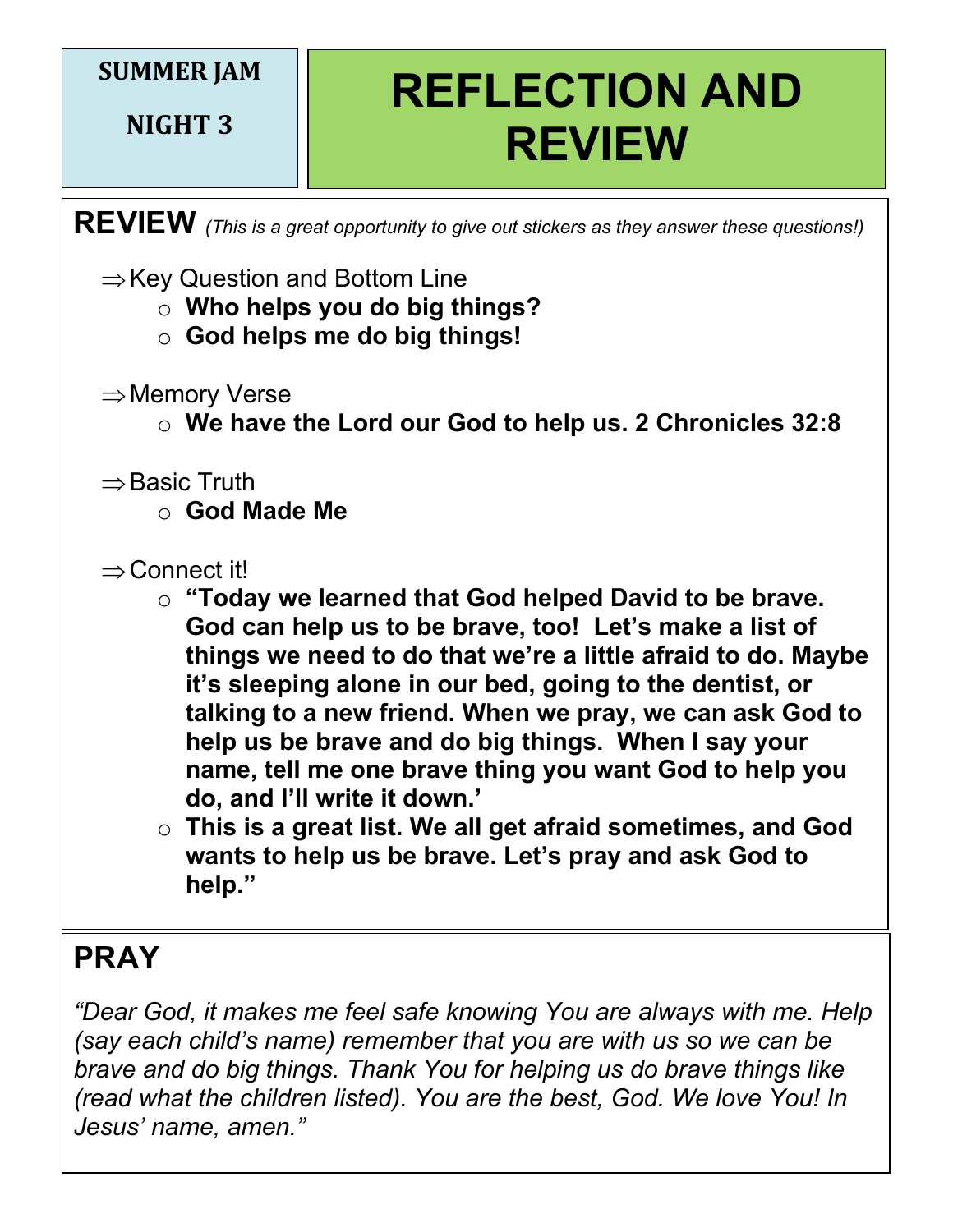**SUMMER JAM**

**NIGHT 3**

# REFLECTION AND REVIEW

## REVIEW *(This is a great opportunity to give out stickers as they answer these questions!)*

⇒ Key Question and Bottom Line
- **Who helps you do big things?**
- **God helps me do big things!**

⇒ Memory Verse
- **We have the Lord our God to help us. 2 Chronicles 32:8**

⇒ Basic Truth
- **God Made Me**

⇒ Connect it!
- **"Today we learned that God helped David to be brave. God can help us to be brave, too! Let's make a list of things we need to do that we're a little afraid to do. Maybe it's sleeping alone in our bed, going to the dentist, or talking to a new friend. When we pray, we can ask God to help us be brave and do big things. When I say your name, tell me one brave thing you want God to help you do, and I'll write it down.'**
- **This is a great list. We all get afraid sometimes, and God wants to help us be brave. Let's pray and ask God to help."**

## PRAY

*"Dear God, it makes me feel safe knowing You are always with me. Help (say each child's name) remember that you are with us so we can be brave and do big things. Thank You for helping us do brave things like (read what the children listed). You are the best, God. We love You! In Jesus' name, amen."*